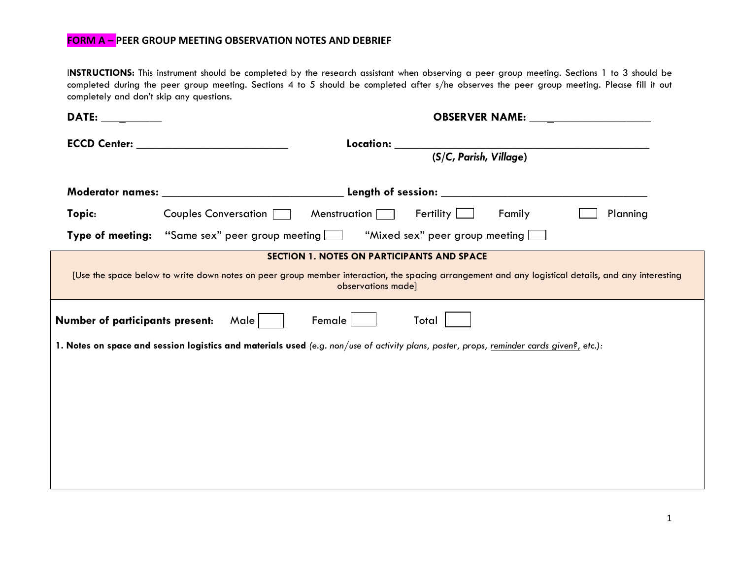# FORM A – PEER GROUP MEETING OBSERVATION NOTES AND DEBRIEF

**INSTRUCTIONS:** This instrument should be completed by the research assistant when observing a peer group meeting. Sections 1 to 3 should be completed during the peer group meeting. Sections 4 to 5 should be completed after s/he observes the peer group meeting. Please fill it out completely and don't skip any questions.

**DATE:** ___________ **OBSERVER NAME:** ___________________

**ECCD Center:** ___________________________ **Location:** _____________________________________________
**(*S/C, Parish, Village*)**

**Moderator names:** ________________________________ **Length of session:** ____________________________________

**Topic:** Couples Conversation ☐ Menstruation ☐ Fertility ☐ Family ☐ Planning

**Type of meeting:** **"**Same sex" peer group meeting ☐ "Mixed sex" peer group meeting ☐

## SECTION 1. NOTES ON PARTICIPANTS AND SPACE

[Use the space below to write down notes on peer group member interaction, the spacing arrangement and any logistical details, and any interesting observations made]

**Number of participants present:** Male ☐ Female ☐ Total ☐

**1. Notes on space and session logistics and materials used** *(e.g. non/use of activity plans, poster, props, reminder cards given?, etc.):*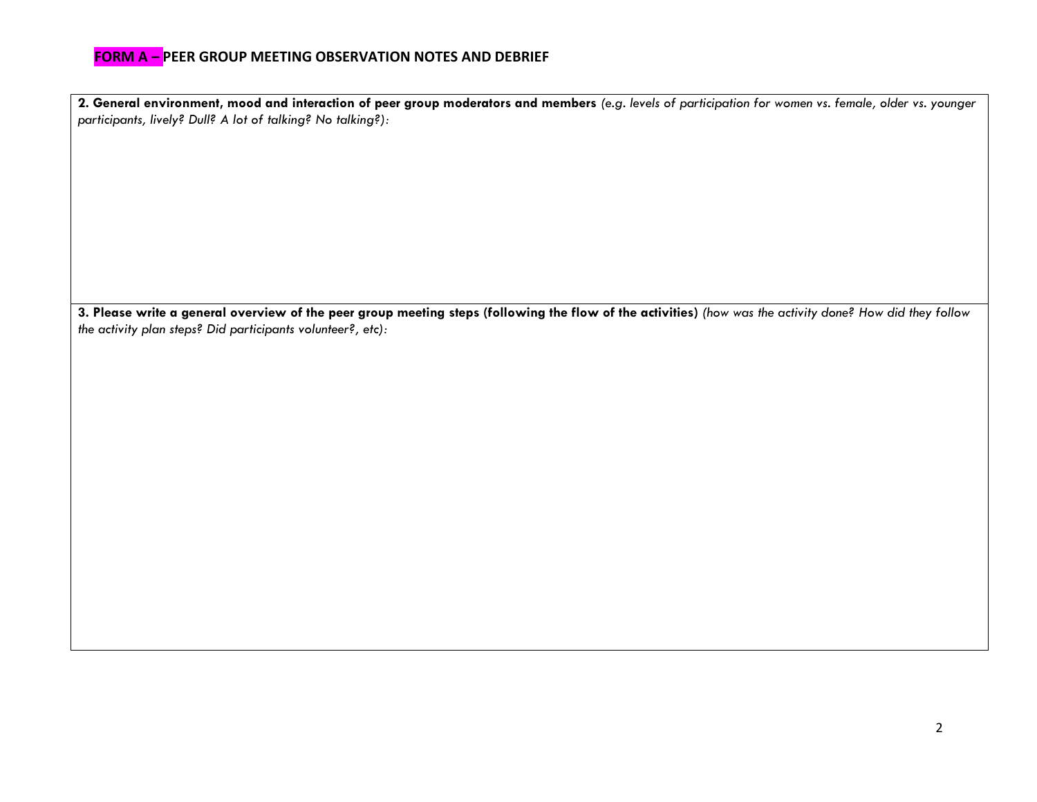**FORM A – PEER GROUP MEETING OBSERVATION NOTES AND DEBRIEF**

| **2. General environment, mood and interaction of peer group moderators and members** *(e.g. levels of participation for women vs. female, older vs. younger participants, lively? Dull? A lot of talking? No talking?):* |
|---|
| |
| **3. Please write a general overview of the peer group meeting steps (following the flow of the activities)** *(how was the activity done? How did they follow the activity plan steps? Did participants volunteer?, etc):* |
| |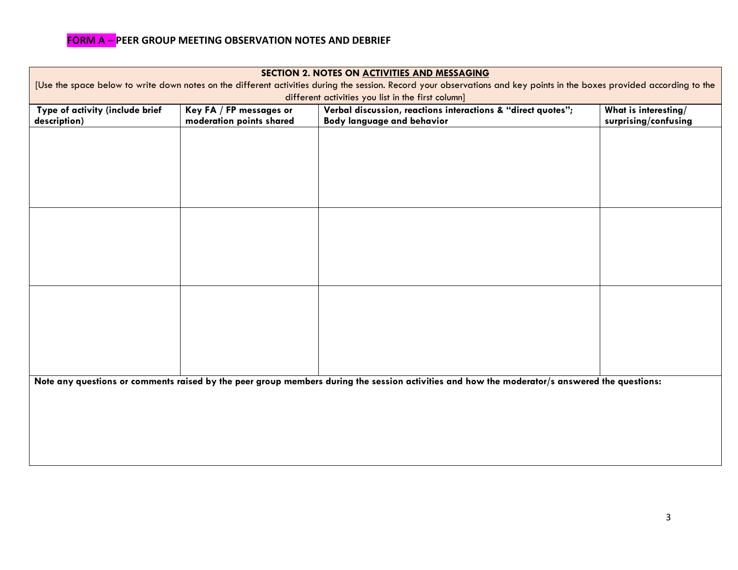**FORM A –** **PEER GROUP MEETING OBSERVATION NOTES AND DEBRIEF**

| **SECTION 2. NOTES ON ACTIVITIES AND MESSAGING** [Use the space below to write down notes on the different activities during the session. Record your observations and key points in the boxes provided according to the different activities you list in the first column] | | | |
|---|---|---|---|
| **Type of activity (include brief description)** | **Key FA / FP messages or moderation points shared** | **Verbal discussion, reactions interactions & "direct quotes"; Body language and behavior** | **What is interesting/ surprising/confusing** |
| | | | |
| | | | |
| | | | |
| **Note any questions or comments raised by the peer group members during the session activities and how the moderator/s answered the questions:** | | | |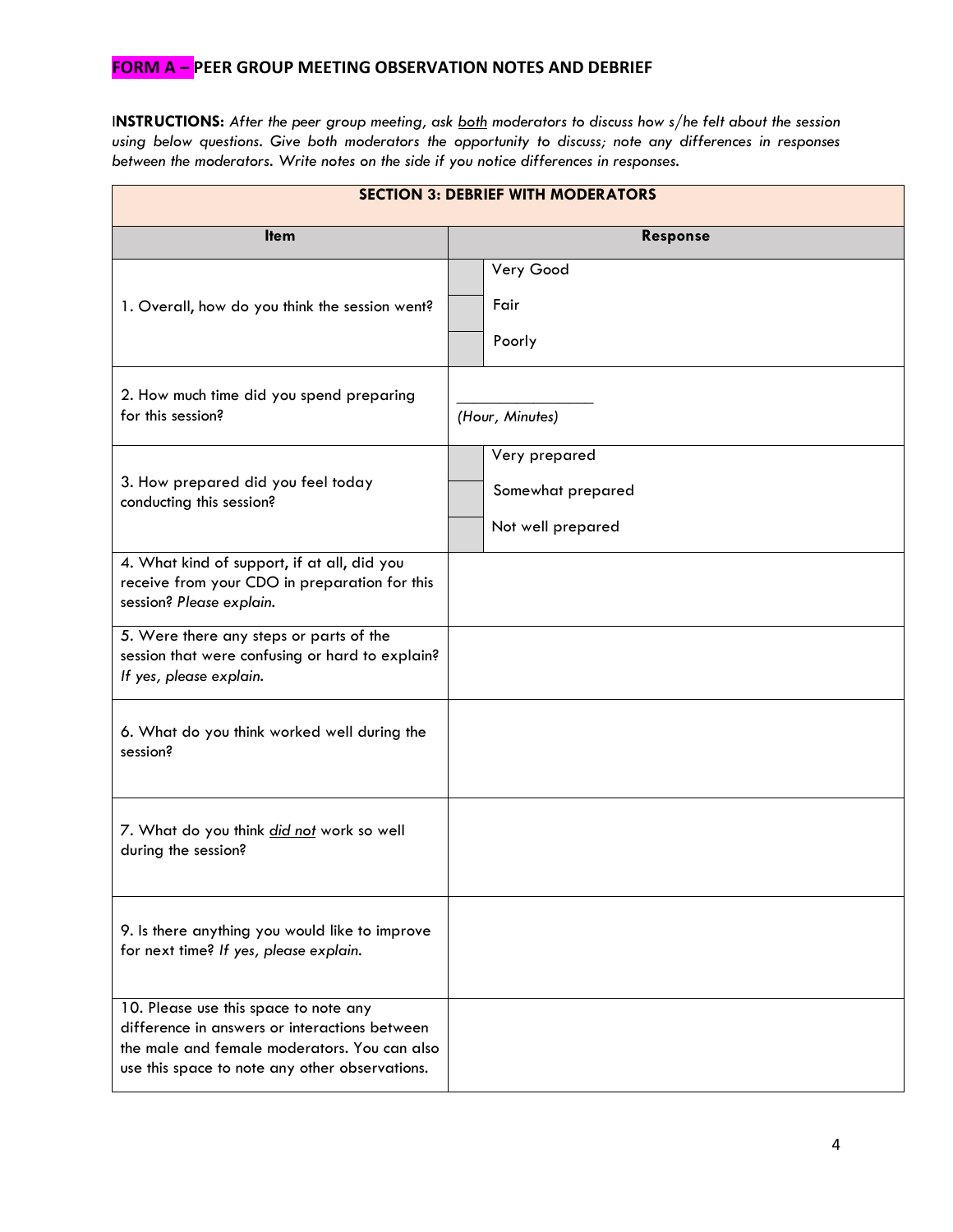## FORM A – PEER GROUP MEETING OBSERVATION NOTES AND DEBRIEF

**INSTRUCTIONS:** *After the peer group meeting, ask both moderators to discuss how s/he felt about the session using below questions. Give both moderators the opportunity to discuss; note any differences in responses between the moderators. Write notes on the side if you notice differences in responses.*

| **SECTION 3: DEBRIEF WITH MODERATORS** | |
|---|---|
| **Item** | **Response** |
| 1. Overall, how do you think the session went? | ☐ Very Good<br>☐ Fair<br>☐ Poorly |
| 2. How much time did you spend preparing for this session? | \_\_\_\_\_\_\_\_\_\_\_\_\_\_\_\_<br>*(Hour, Minutes)* |
| 3. How prepared did you feel today conducting this session? | ☐ Very prepared<br>☐ Somewhat prepared<br>☐ Not well prepared |
| 4. What kind of support, if at all, did you receive from your CDO in preparation for this session? *Please explain.* | |
| 5. Were there any steps or parts of the session that were confusing or hard to explain? *If yes, please explain.* | |
| 6. What do you think worked well during the session? | |
| 7. What do you think *did not* work so well during the session? | |
| 9. Is there anything you would like to improve for next time? *If yes, please explain.* | |
| 10. Please use this space to note any difference in answers or interactions between the male and female moderators. You can also use this space to note any other observations. | |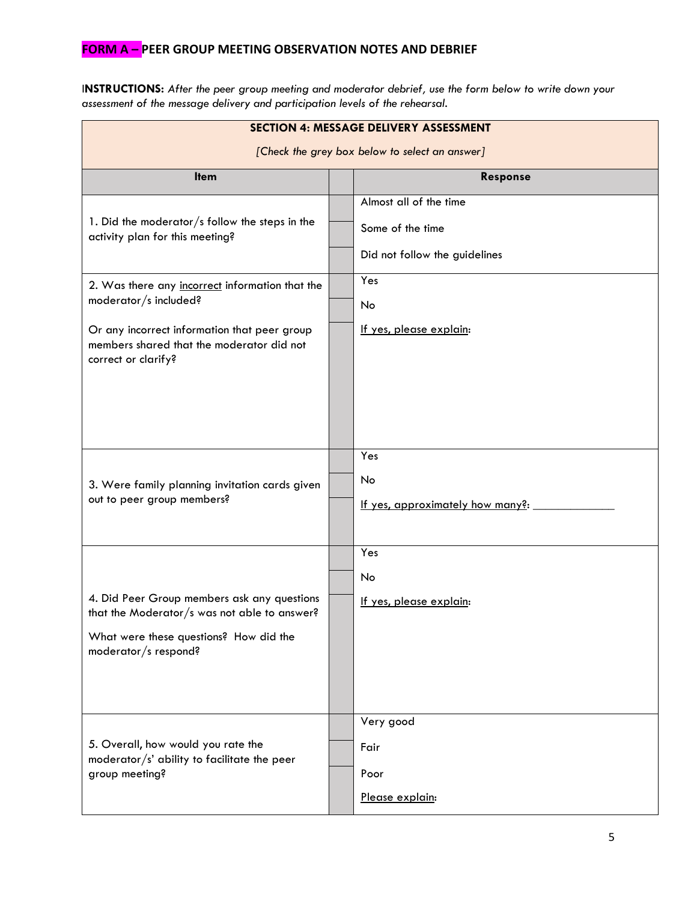## FORM A – PEER GROUP MEETING OBSERVATION NOTES AND DEBRIEF

**INSTRUCTIONS:** *After the peer group meeting and moderator debrief, use the form below to write down your assessment of the message delivery and participation levels of the rehearsal.*

| SECTION 4: MESSAGE DELIVERY ASSESSMENT | | |
|---|---|---|
| *[Check the grey box below to select an answer]* | | |
| **Item** | | **Response** |
| 1. Did the moderator/s follow the steps in the activity plan for this meeting? | | Almost all of the time |
| | | Some of the time |
| | | Did not follow the guidelines |
| 2. Was there any <u>incorrect</u> information that the moderator/s included?<br><br>Or any incorrect information that peer group members shared that the moderator did not correct or clarify? | | Yes |
| | | No |
| | | <u>If yes, please explain</u>: |
| 3. Were family planning invitation cards given out to peer group members? | | Yes |
| | | No |
| | | <u>If yes, approximately how many?</u>: _____________ |
| 4. Did Peer Group members ask any questions that the Moderator/s was not able to answer?<br><br>What were these questions? How did the moderator/s respond? | | Yes |
| | | No |
| | | <u>If yes, please explain</u>: |
| 5. Overall, how would you rate the moderator/s' ability to facilitate the peer group meeting? | | Very good |
| | | Fair |
| | | Poor |
| | | <u>Please explain</u>: |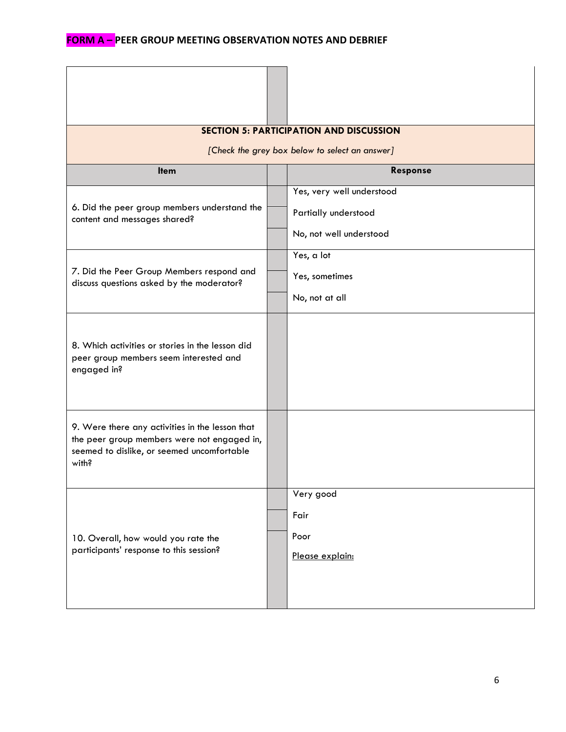## FORM A – PEER GROUP MEETING OBSERVATION NOTES AND DEBRIEF

| | | |
|---|---|---|
| | | |
| **SECTION 5: PARTICIPATION AND DISCUSSION** | | |
| *[Check the grey box below to select an answer]* | | |
| **Item** | | **Response** |
| 6. Did the peer group members understand the content and messages shared? | | Yes, very well understood |
| | | Partially understood |
| | | No, not well understood |
| 7. Did the Peer Group Members respond and discuss questions asked by the moderator? | | Yes, a lot |
| | | Yes, sometimes |
| | | No, not at all |
| 8. Which activities or stories in the lesson did peer group members seem interested and engaged in? | | |
| 9. Were there any activities in the lesson that the peer group members were not engaged in, seemed to dislike, or seemed uncomfortable with? | | |
| 10. Overall, how would you rate the participants' response to this session? | | Very good |
| | | Fair |
| | | Poor |
| | | Please explain: |